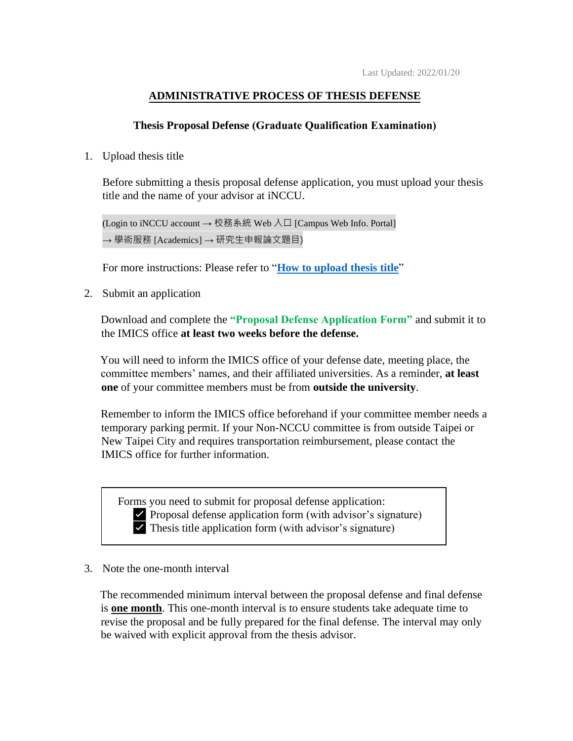Last Updated: 2022/01/20

# ADMINISTRATIVE PROCESS OF THESIS DEFENSE

## Thesis Proposal Defense (Graduate Qualification Examination)

1. Upload thesis title

   Before submitting a thesis proposal defense application, you must upload your thesis title and the name of your advisor at iNCCU.

   (Login to iNCCU account → 校務系統 Web 入口 [Campus Web Info. Portal] → 學術服務 [Academics] → 研究生申報論文題目)

   For more instructions: Please refer to "**How to upload thesis title**"

2. Submit an application

   Download and complete the **"Proposal Defense Application Form"** and submit it to the IMICS office **at least two weeks before the defense.**

   You will need to inform the IMICS office of your defense date, meeting place, the committee members' names, and their affiliated universities. As a reminder, **at least one** of your committee members must be from **outside the university**.

   Remember to inform the IMICS office beforehand if your committee member needs a temporary parking permit. If your Non-NCCU committee is from outside Taipei or New Taipei City and requires transportation reimbursement, please contact the IMICS office for further information.

   Forms you need to submit for proposal defense application:
   - ☑ Proposal defense application form (with advisor's signature)
   - ☑ Thesis title application form (with advisor's signature)

3. Note the one-month interval

   The recommended minimum interval between the proposal defense and final defense is **one month**. This one-month interval is to ensure students take adequate time to revise the proposal and be fully prepared for the final defense. The interval may only be waived with explicit approval from the thesis advisor.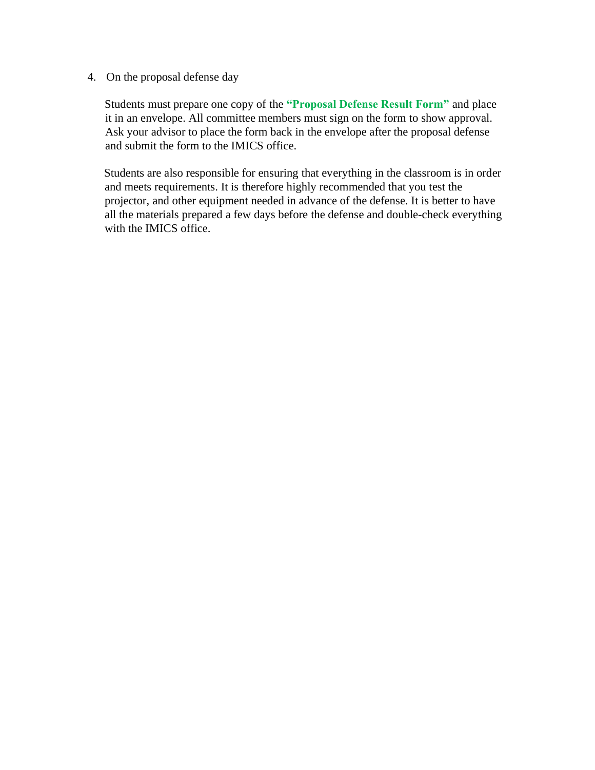4. On the proposal defense day

   Students must prepare one copy of the **"Proposal Defense Result Form"** and place it in an envelope. All committee members must sign on the form to show approval. Ask your advisor to place the form back in the envelope after the proposal defense and submit the form to the IMICS office.

   Students are also responsible for ensuring that everything in the classroom is in order and meets requirements. It is therefore highly recommended that you test the projector, and other equipment needed in advance of the defense. It is better to have all the materials prepared a few days before the defense and double-check everything with the IMICS office.